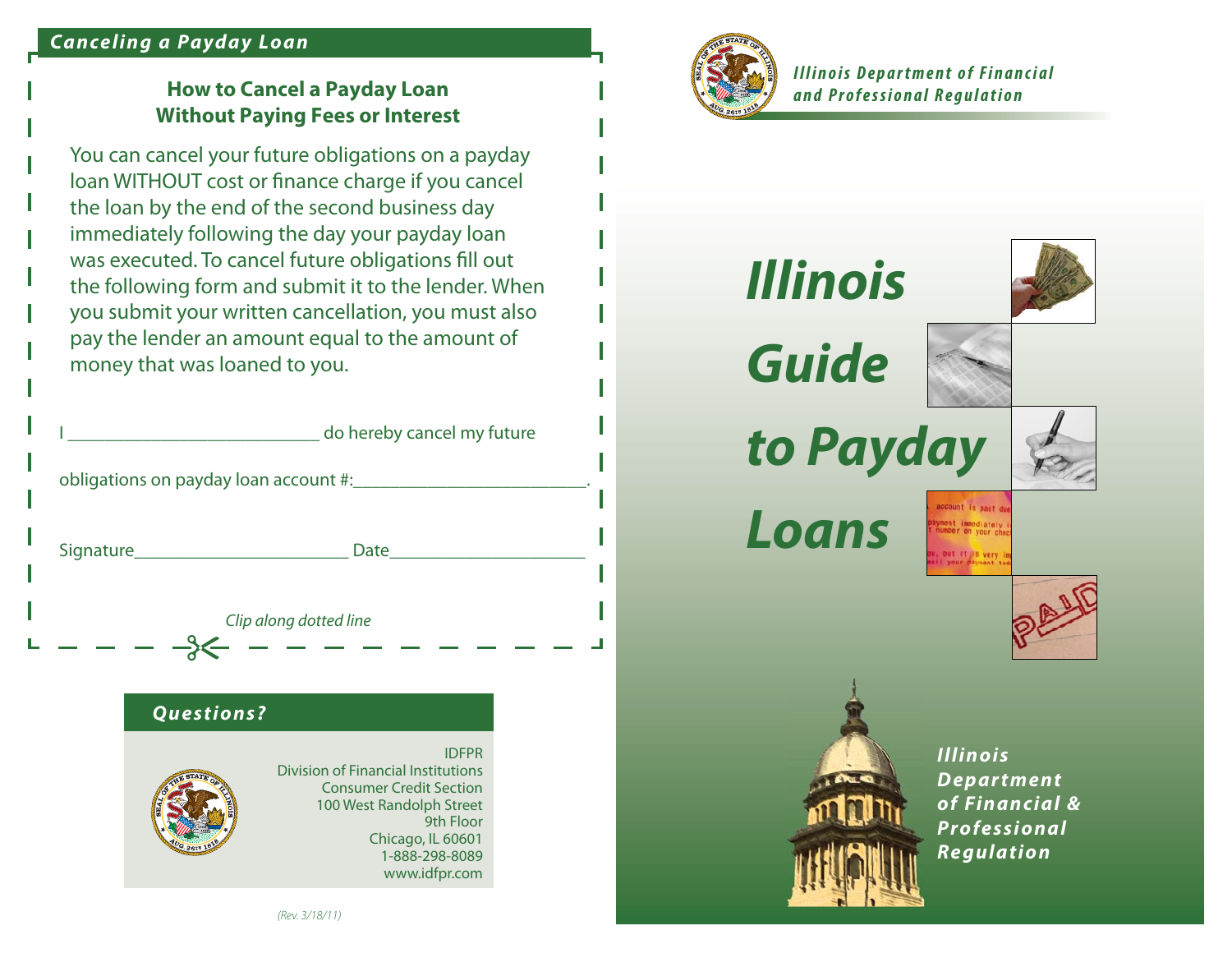## Canceling a Payday Loan

### How to Cancel a Payday Loan Without Paying Fees or Interest

You can cancel your future obligations on a payday loan WITHOUT cost or finance charge if you cancel the loan by the end of the second business day immediately following the day your payday loan was executed. To cancel future obligations fill out the following form and submit it to the lender. When you submit your written cancellation, you must also pay the lender an amount equal to the amount of money that was loaned to you.

I ____________________________ do hereby cancel my future

obligations on payday loan account #:_________________________.

Signature________________________ Date_____________________

*Clip along dotted line*

## Questions?

IDFPR
Division of Financial Institutions
Consumer Credit Section
100 West Randolph Street
9th Floor
Chicago, IL 60601
1-888-298-8089
www.idfpr.com

*(Rev. 3/18/11)*

*Illinois Department of Financial and Professional Regulation*

# Illinois Guide to Payday Loans

*Illinois Department of Financial & Professional Regulation*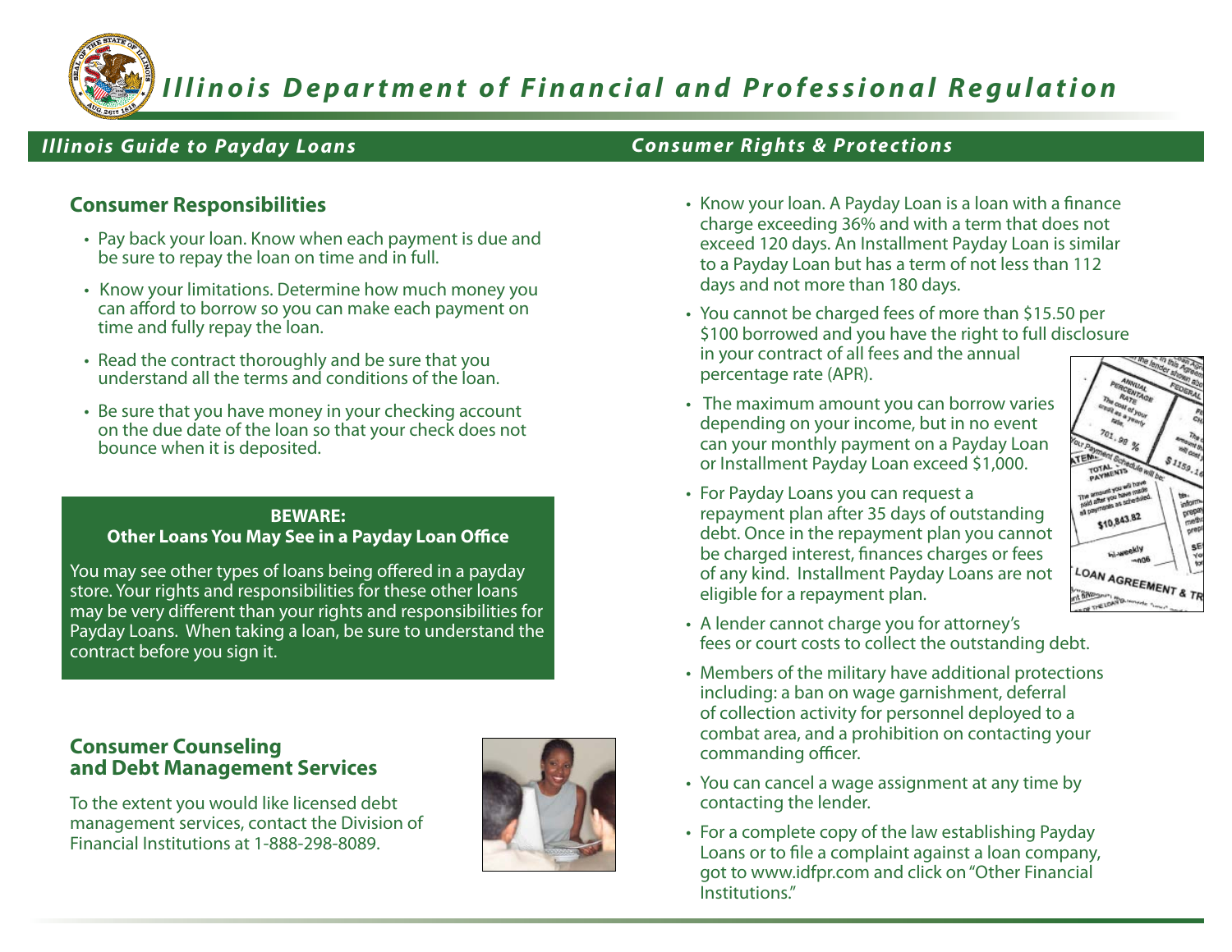# Illinois Department of Financial and Professional Regulation

## Illinois Guide to Payday Loans

### Consumer Responsibilities

- Pay back your loan. Know when each payment is due and be sure to repay the loan on time and in full.
- Know your limitations. Determine how much money you can afford to borrow so you can make each payment on time and fully repay the loan.
- Read the contract thoroughly and be sure that you understand all the terms and conditions of the loan.
- Be sure that you have money in your checking account on the due date of the loan so that your check does not bounce when it is deposited.

**BEWARE:**
**Other Loans You May See in a Payday Loan Office**

You may see other types of loans being offered in a payday store. Your rights and responsibilities for these other loans may be very different than your rights and responsibilities for Payday Loans. When taking a loan, be sure to understand the contract before you sign it.

### Consumer Counseling and Debt Management Services

To the extent you would like licensed debt management services, contact the Division of Financial Institutions at 1-888-298-8089.

## Consumer Rights & Protections

- Know your loan. A Payday Loan is a loan with a finance charge exceeding 36% and with a term that does not exceed 120 days. An Installment Payday Loan is similar to a Payday Loan but has a term of not less than 112 days and not more than 180 days.
- You cannot be charged fees of more than $15.50 per $100 borrowed and you have the right to full disclosure in your contract of all fees and the annual percentage rate (APR).
- The maximum amount you can borrow varies depending on your income, but in no event can your monthly payment on a Payday Loan or Installment Payday Loan exceed $1,000.
- For Payday Loans you can request a repayment plan after 35 days of outstanding debt. Once in the repayment plan you cannot be charged interest, finances charges or fees of any kind. Installment Payday Loans are not eligible for a repayment plan.
- A lender cannot charge you for attorney's fees or court costs to collect the outstanding debt.
- Members of the military have additional protections including: a ban on wage garnishment, deferral of collection activity for personnel deployed to a combat area, and a prohibition on contacting your commanding officer.
- You can cancel a wage assignment at any time by contacting the lender.
- For a complete copy of the law establishing Payday Loans or to file a complaint against a loan company, got to www.idfpr.com and click on "Other Financial Institutions."